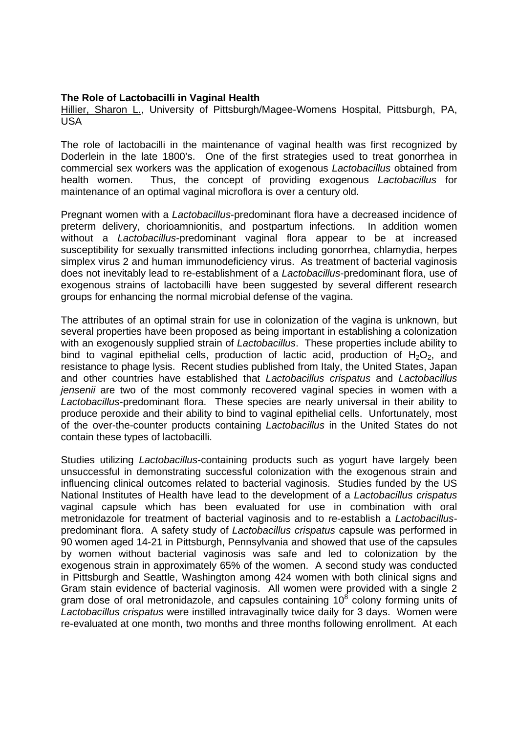**The Role of Lactobacilli in Vaginal Health**

Hillier, Sharon L., University of Pittsburgh/Magee-Womens Hospital, Pittsburgh, PA, USA

The role of lactobacilli in the maintenance of vaginal health was first recognized by Doderlein in the late 1800's. One of the first strategies used to treat gonorrhea in commercial sex workers was the application of exogenous *Lactobacillus* obtained from health women. Thus, the concept of providing exogenous *Lactobacillus* for maintenance of an optimal vaginal microflora is over a century old.

Pregnant women with a *Lactobacillus*-predominant flora have a decreased incidence of preterm delivery, chorioamnionitis, and postpartum infections. In addition women without a *Lactobacillus*-predominant vaginal flora appear to be at increased susceptibility for sexually transmitted infections including gonorrhea, chlamydia, herpes simplex virus 2 and human immunodeficiency virus. As treatment of bacterial vaginosis does not inevitably lead to re-establishment of a *Lactobacillus*-predominant flora, use of exogenous strains of lactobacilli have been suggested by several different research groups for enhancing the normal microbial defense of the vagina.

The attributes of an optimal strain for use in colonization of the vagina is unknown, but several properties have been proposed as being important in establishing a colonization with an exogenously supplied strain of *Lactobacillus*. These properties include ability to bind to vaginal epithelial cells, production of lactic acid, production of $H_2O_2$, and resistance to phage lysis. Recent studies published from Italy, the United States, Japan and other countries have established that *Lactobacillus crispatus* and *Lactobacillus jensenii* are two of the most commonly recovered vaginal species in women with a *Lactobacillus*-predominant flora. These species are nearly universal in their ability to produce peroxide and their ability to bind to vaginal epithelial cells. Unfortunately, most of the over-the-counter products containing *Lactobacillus* in the United States do not contain these types of lactobacilli.

Studies utilizing *Lactobacillus*-containing products such as yogurt have largely been unsuccessful in demonstrating successful colonization with the exogenous strain and influencing clinical outcomes related to bacterial vaginosis. Studies funded by the US National Institutes of Health have lead to the development of a *Lactobacillus crispatus* vaginal capsule which has been evaluated for use in combination with oral metronidazole for treatment of bacterial vaginosis and to re-establish a *Lactobacillus*-predominant flora. A safety study of *Lactobacillus crispatus* capsule was performed in 90 women aged 14-21 in Pittsburgh, Pennsylvania and showed that use of the capsules by women without bacterial vaginosis was safe and led to colonization by the exogenous strain in approximately 65% of the women. A second study was conducted in Pittsburgh and Seattle, Washington among 424 women with both clinical signs and Gram stain evidence of bacterial vaginosis. All women were provided with a single 2 gram dose of oral metronidazole, and capsules containing $10^8$ colony forming units of *Lactobacillus crispatus* were instilled intravaginally twice daily for 3 days. Women were re-evaluated at one month, two months and three months following enrollment. At each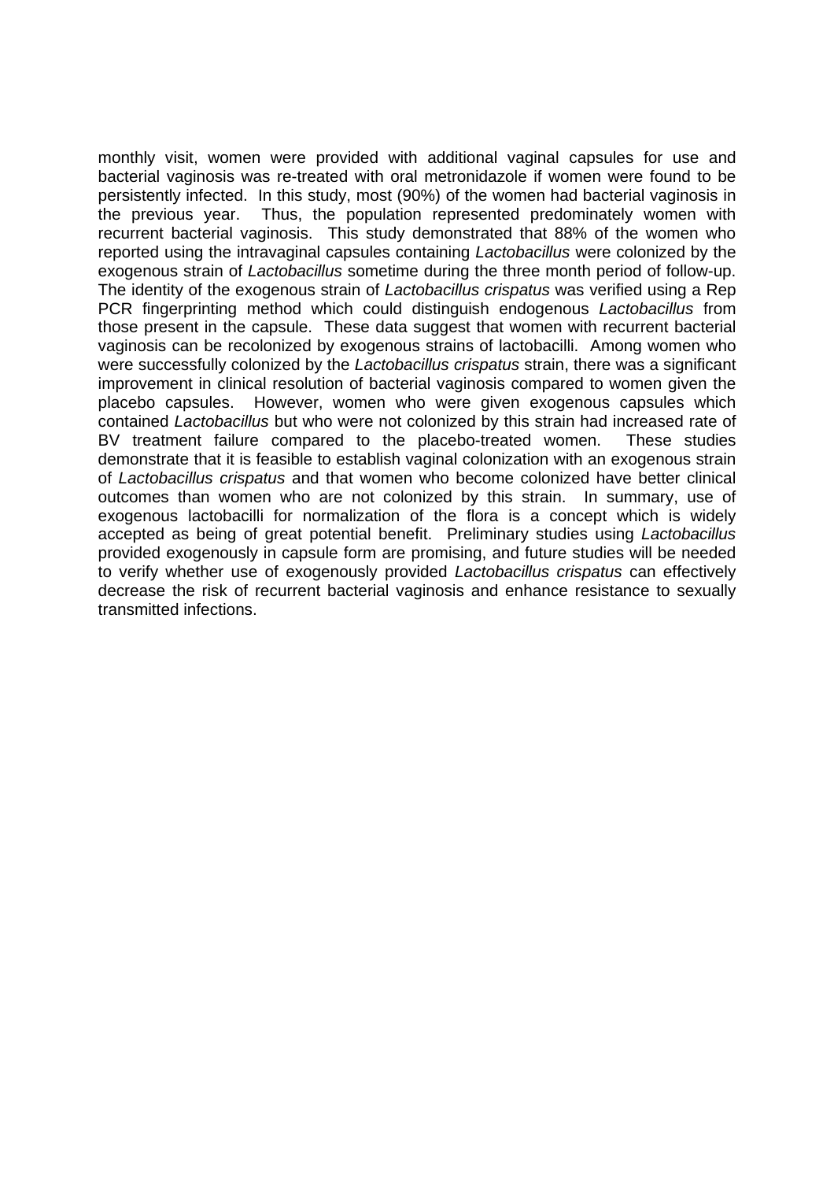monthly visit, women were provided with additional vaginal capsules for use and bacterial vaginosis was re-treated with oral metronidazole if women were found to be persistently infected. In this study, most (90%) of the women had bacterial vaginosis in the previous year. Thus, the population represented predominately women with recurrent bacterial vaginosis. This study demonstrated that 88% of the women who reported using the intravaginal capsules containing *Lactobacillus* were colonized by the exogenous strain of *Lactobacillus* sometime during the three month period of follow-up. The identity of the exogenous strain of *Lactobacillus crispatus* was verified using a Rep PCR fingerprinting method which could distinguish endogenous *Lactobacillus* from those present in the capsule. These data suggest that women with recurrent bacterial vaginosis can be recolonized by exogenous strains of lactobacilli. Among women who were successfully colonized by the *Lactobacillus crispatus* strain, there was a significant improvement in clinical resolution of bacterial vaginosis compared to women given the placebo capsules. However, women who were given exogenous capsules which contained *Lactobacillus* but who were not colonized by this strain had increased rate of BV treatment failure compared to the placebo-treated women. These studies demonstrate that it is feasible to establish vaginal colonization with an exogenous strain of *Lactobacillus crispatus* and that women who become colonized have better clinical outcomes than women who are not colonized by this strain. In summary, use of exogenous lactobacilli for normalization of the flora is a concept which is widely accepted as being of great potential benefit. Preliminary studies using *Lactobacillus* provided exogenously in capsule form are promising, and future studies will be needed to verify whether use of exogenously provided *Lactobacillus crispatus* can effectively decrease the risk of recurrent bacterial vaginosis and enhance resistance to sexually transmitted infections.